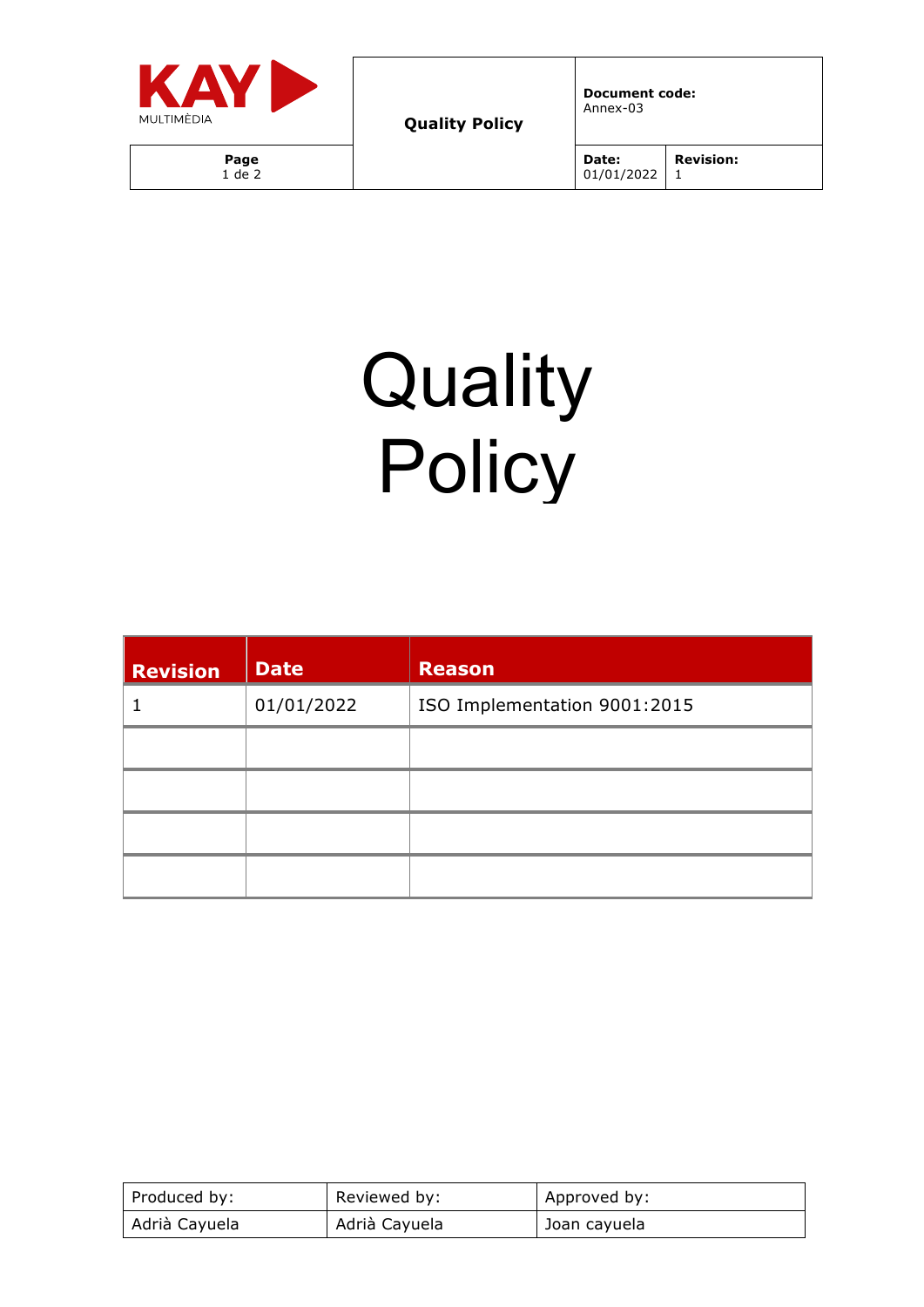| KAY MULTIMÈDIA | Quality Policy | Document code: Annex-03 | |
|---|---|---|---|
| Page 1 de 2 | | Date: 01/01/2022 | Revision: 1 |

# Quality Policy

| Revision | Date | Reason |
|---|---|---|
| 1 | 01/01/2022 | ISO Implementation 9001:2015 |
| | | |
| | | |
| | | |
| | | |

| Produced by: | Reviewed by: | Approved by: |
|---|---|---|
| Adrià Cayuela | Adrià Cayuela | Joan cayuela |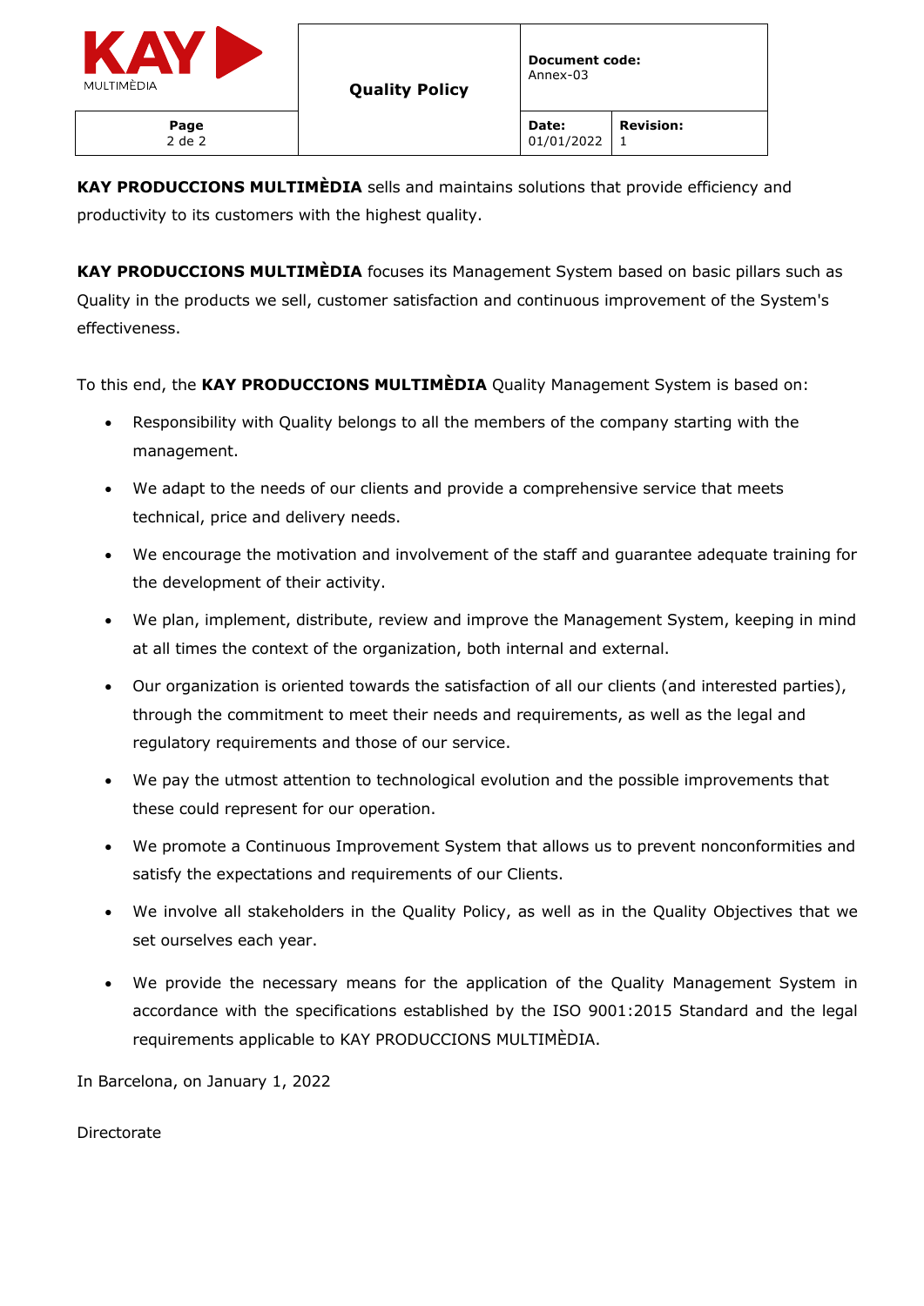**KAY PRODUCCIONS MULTIMÈDIA** sells and maintains solutions that provide efficiency and productivity to its customers with the highest quality.

**KAY PRODUCCIONS MULTIMÈDIA** focuses its Management System based on basic pillars such as Quality in the products we sell, customer satisfaction and continuous improvement of the System's effectiveness.

To this end, the **KAY PRODUCCIONS MULTIMÈDIA** Quality Management System is based on:

- Responsibility with Quality belongs to all the members of the company starting with the management.
- We adapt to the needs of our clients and provide a comprehensive service that meets technical, price and delivery needs.
- We encourage the motivation and involvement of the staff and guarantee adequate training for the development of their activity.
- We plan, implement, distribute, review and improve the Management System, keeping in mind at all times the context of the organization, both internal and external.
- Our organization is oriented towards the satisfaction of all our clients (and interested parties), through the commitment to meet their needs and requirements, as well as the legal and regulatory requirements and those of our service.
- We pay the utmost attention to technological evolution and the possible improvements that these could represent for our operation.
- We promote a Continuous Improvement System that allows us to prevent nonconformities and satisfy the expectations and requirements of our Clients.
- We involve all stakeholders in the Quality Policy, as well as in the Quality Objectives that we set ourselves each year.
- We provide the necessary means for the application of the Quality Management System in accordance with the specifications established by the ISO 9001:2015 Standard and the legal requirements applicable to KAY PRODUCCIONS MULTIMÈDIA.

In Barcelona, on January 1, 2022

Directorate